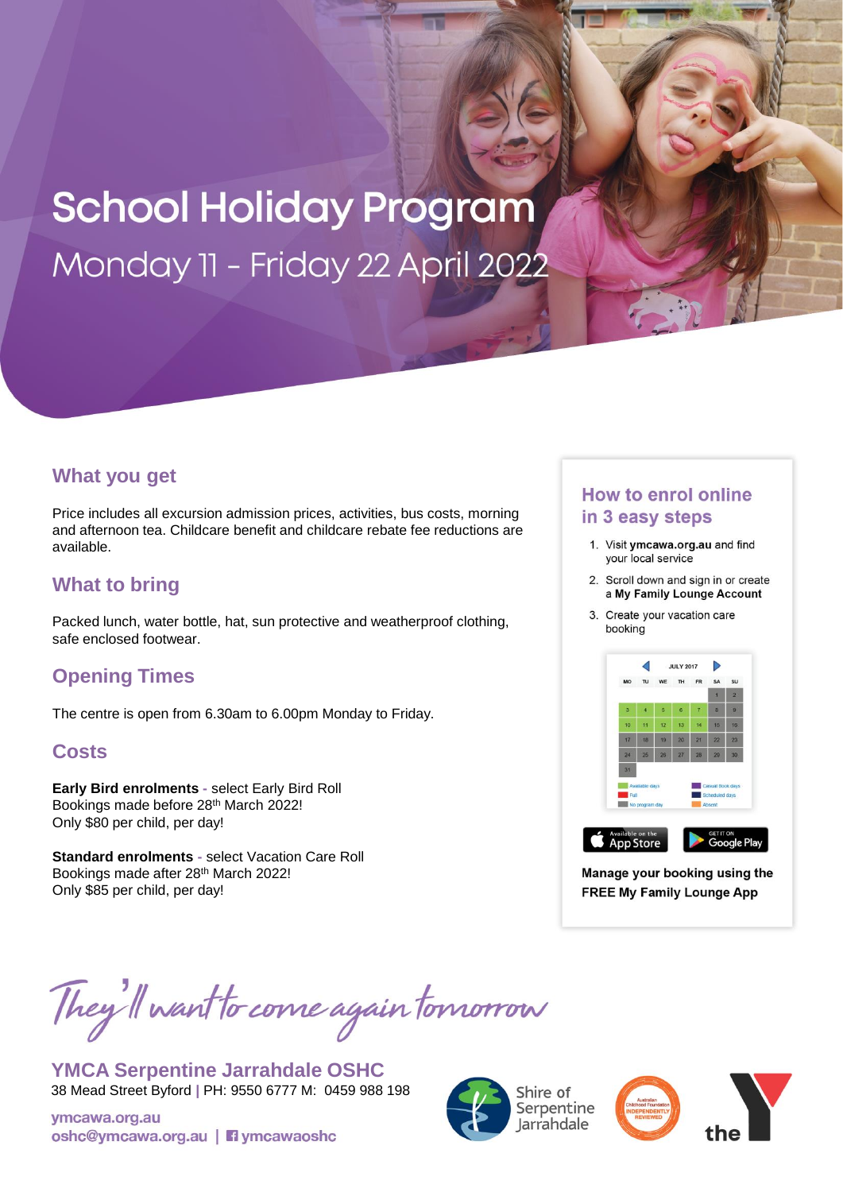# School Holiday Program

## Monday 11 - Friday 22 April 2022

## What you get

Price includes all excursion admission prices, activities, bus costs, morning and afternoon tea. Childcare benefit and childcare rebate fee reductions are available.

## What to bring

Packed lunch, water bottle, hat, sun protective and weatherproof clothing, safe enclosed footwear.

## Opening Times

The centre is open from 6.30am to 6.00pm Monday to Friday.

## Costs

**Early Bird enrolments** - select Early Bird Roll
Bookings made before 28th March 2022!
Only $80 per child, per day!

**Standard enrolments** - select Vacation Care Roll
Bookings made after 28th March 2022!
Only $85 per child, per day!

## How to enrol online in 3 easy steps

1. Visit **ymcawa.org.au** and find your local service
2. Scroll down and sign in or create a **My Family Lounge Account**
3. Create your vacation care booking

**Manage your booking using the FREE My Family Lounge App**

*They'll want to come again tomorrow*

**YMCA Serpentine Jarrahdale OSHC**
38 Mead Street Byford | PH: 9550 6777 M: 0459 988 198

ymcawa.org.au
oshc@ymcawa.org.au | ymcawaoshc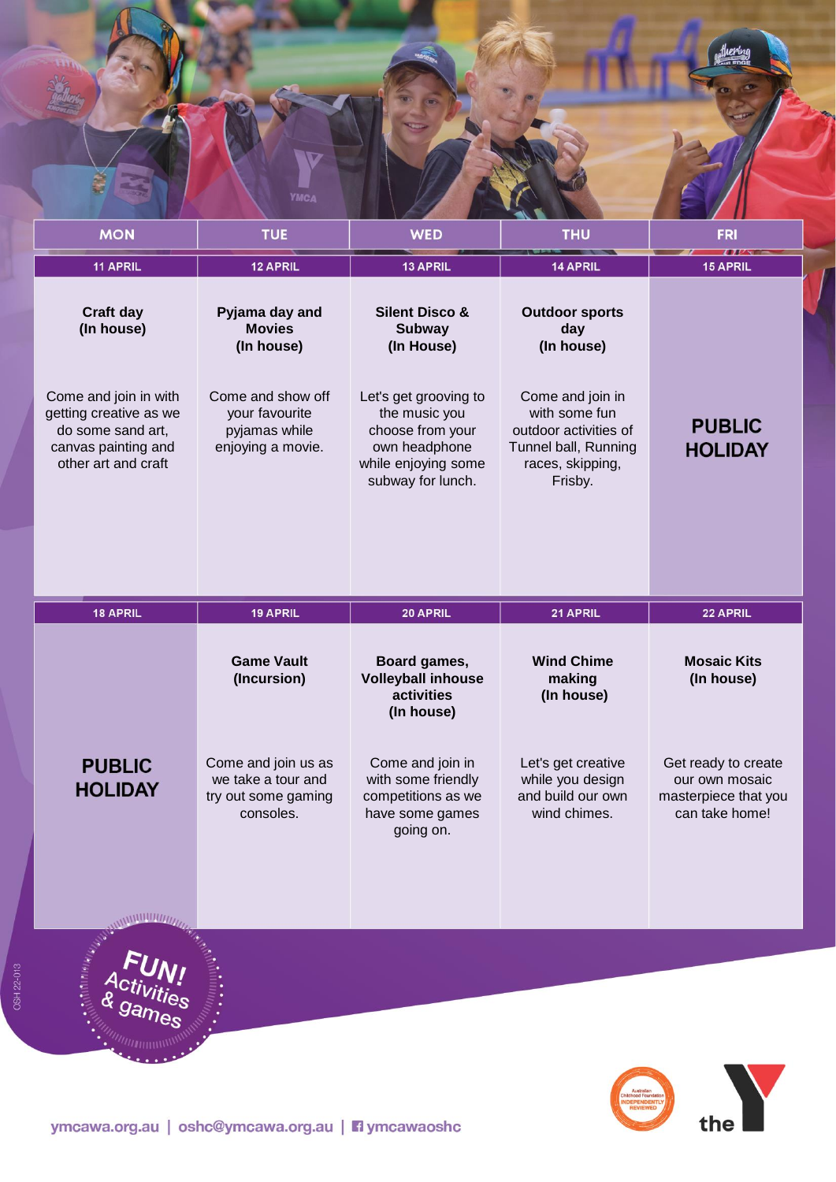| MON | TUE | WED | THU | FRI |
|---|---|---|---|---|
| 11 APRIL | 12 APRIL | 13 APRIL | 14 APRIL | 15 APRIL |
| **Craft day (In house)** Come and join in with getting creative as we do some sand art, canvas painting and other art and craft | **Pyjama day and Movies (In house)** Come and show off your favourite pyjamas while enjoying a movie. | **Silent Disco & Subway (In House)** Let's get grooving to the music you choose from your own headphone while enjoying some subway for lunch. | **Outdoor sports day (In house)** Come and join in with some fun outdoor activities of Tunnel ball, Running races, skipping, Frisby. | **PUBLIC HOLIDAY** |
| 18 APRIL | 19 APRIL | 20 APRIL | 21 APRIL | 22 APRIL |
| **PUBLIC HOLIDAY** | **Game Vault (Incursion)** Come and join us as we take a tour and try out some gaming consoles. | **Board games, Volleyball inhouse activities (In house)** Come and join in with some friendly competitions as we have some games going on. | **Wind Chime making (In house)** Let's get creative while you design and build our own wind chimes. | **Mosaic Kits (In house)** Get ready to create our own mosaic masterpiece that you can take home! |

FUN! Activities & games

OSH 22-013

ymcawa.org.au | oshc@ymcawa.org.au | ymcawaoshc